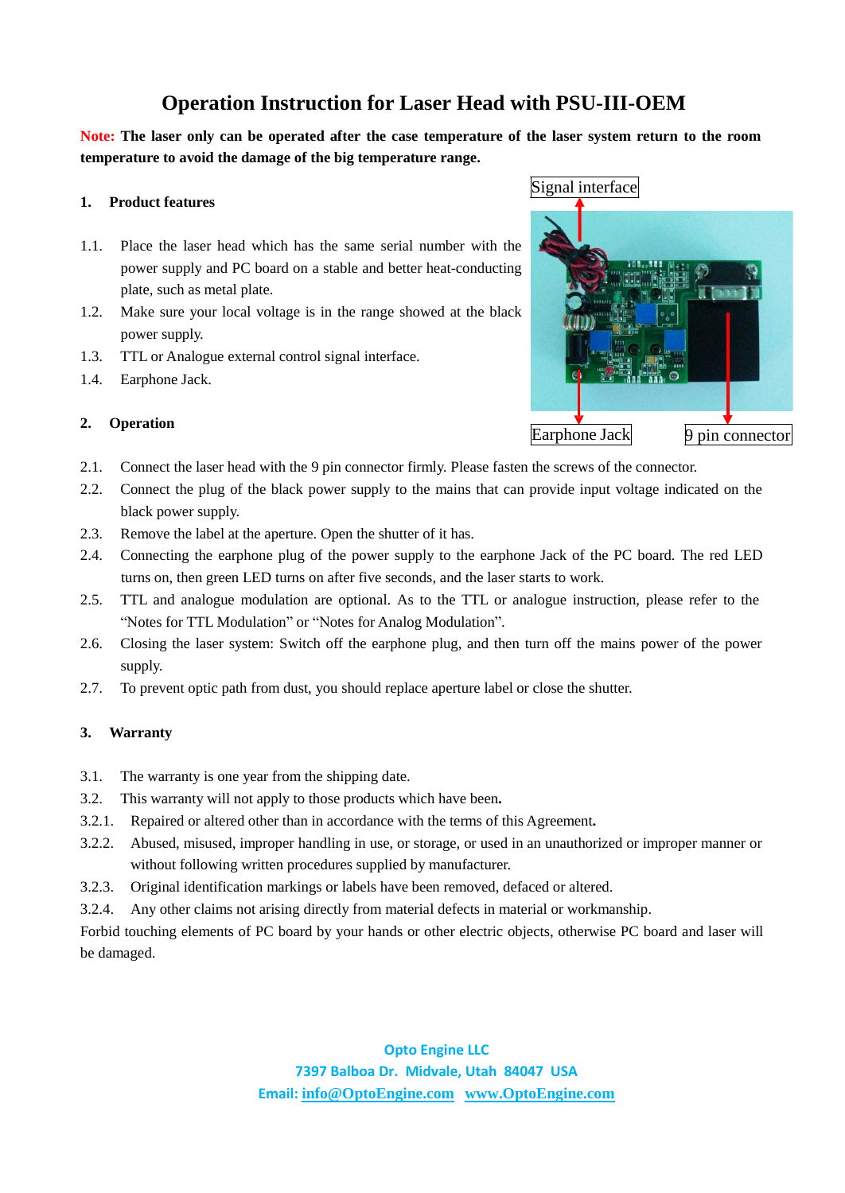# Operation Instruction for Laser Head with PSU-III-OEM

**Note: The laser only can be operated after the case temperature of the laser system return to the room temperature to avoid the damage of the big temperature range.**

Signal interface

Earphone Jack

9 pin connector

## 1. Product features

1.1. Place the laser head which has the same serial number with the power supply and PC board on a stable and better heat-conducting plate, such as metal plate.

1.2. Make sure your local voltage is in the range showed at the black power supply.

1.3. TTL or Analogue external control signal interface.

1.4. Earphone Jack.

## 2. Operation

2.1. Connect the laser head with the 9 pin connector firmly. Please fasten the screws of the connector.

2.2. Connect the plug of the black power supply to the mains that can provide input voltage indicated on the black power supply.

2.3. Remove the label at the aperture. Open the shutter of it has.

2.4. Connecting the earphone plug of the power supply to the earphone Jack of the PC board. The red LED turns on, then green LED turns on after five seconds, and the laser starts to work.

2.5. TTL and analogue modulation are optional. As to the TTL or analogue instruction, please refer to the "Notes for TTL Modulation" or "Notes for Analog Modulation".

2.6. Closing the laser system: Switch off the earphone plug, and then turn off the mains power of the power supply.

2.7. To prevent optic path from dust, you should replace aperture label or close the shutter.

## 3. Warranty

3.1. The warranty is one year from the shipping date.

3.2. This warranty will not apply to those products which have been**.**

3.2.1. Repaired or altered other than in accordance with the terms of this Agreement**.**

3.2.2. Abused, misused, improper handling in use, or storage, or used in an unauthorized or improper manner or without following written procedures supplied by manufacturer.

3.2.3. Original identification markings or labels have been removed, defaced or altered.

3.2.4. Any other claims not arising directly from material defects in material or workmanship.

Forbid touching elements of PC board by your hands or other electric objects, otherwise PC board and laser will be damaged.

**Opto Engine LLC**
**7397 Balboa Dr. Midvale, Utah 84047 USA**
**Email:** info@OptoEngine.com www.OptoEngine.com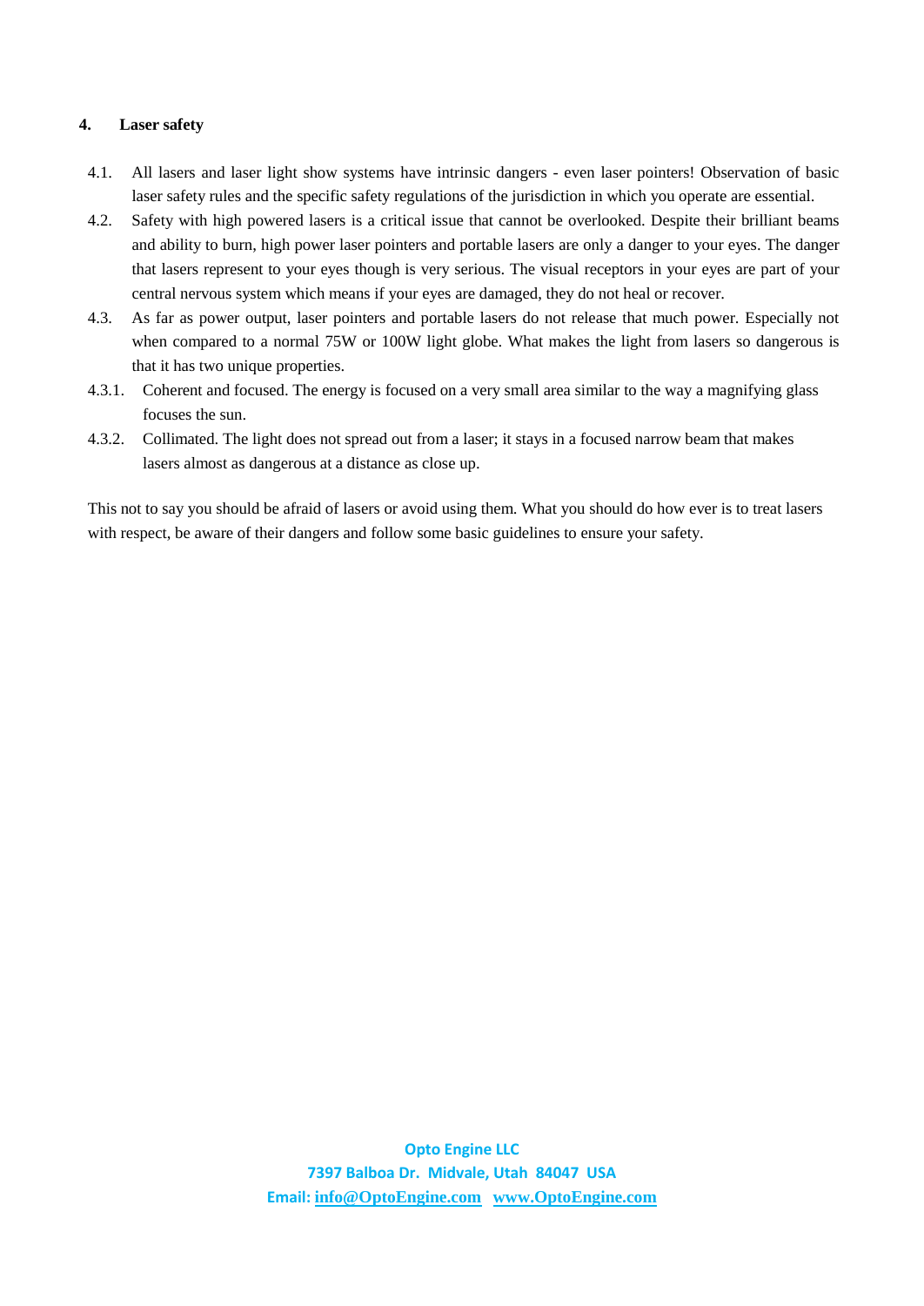## 4. Laser safety

4.1. All lasers and laser light show systems have intrinsic dangers - even laser pointers! Observation of basic laser safety rules and the specific safety regulations of the jurisdiction in which you operate are essential.

4.2. Safety with high powered lasers is a critical issue that cannot be overlooked. Despite their brilliant beams and ability to burn, high power laser pointers and portable lasers are only a danger to your eyes. The danger that lasers represent to your eyes though is very serious. The visual receptors in your eyes are part of your central nervous system which means if your eyes are damaged, they do not heal or recover.

4.3. As far as power output, laser pointers and portable lasers do not release that much power. Especially not when compared to a normal 75W or 100W light globe. What makes the light from lasers so dangerous is that it has two unique properties.

4.3.1. Coherent and focused. The energy is focused on a very small area similar to the way a magnifying glass focuses the sun.

4.3.2. Collimated. The light does not spread out from a laser; it stays in a focused narrow beam that makes lasers almost as dangerous at a distance as close up.

This not to say you should be afraid of lasers or avoid using them. What you should do how ever is to treat lasers with respect, be aware of their dangers and follow some basic guidelines to ensure your safety.

**Opto Engine LLC**
**7397 Balboa Dr. Midvale, Utah 84047 USA**
**Email: info@OptoEngine.com www.OptoEngine.com**